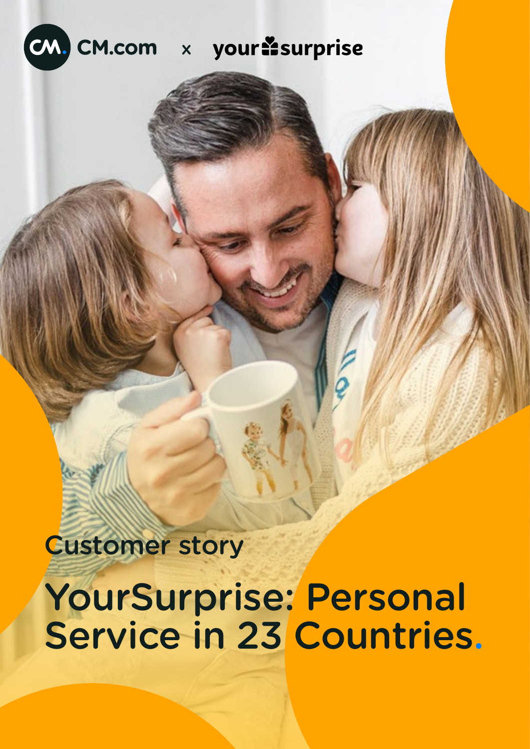CM.com × yoursurprise

Customer story

# YourSurprise: Personal Service in 23 Countries.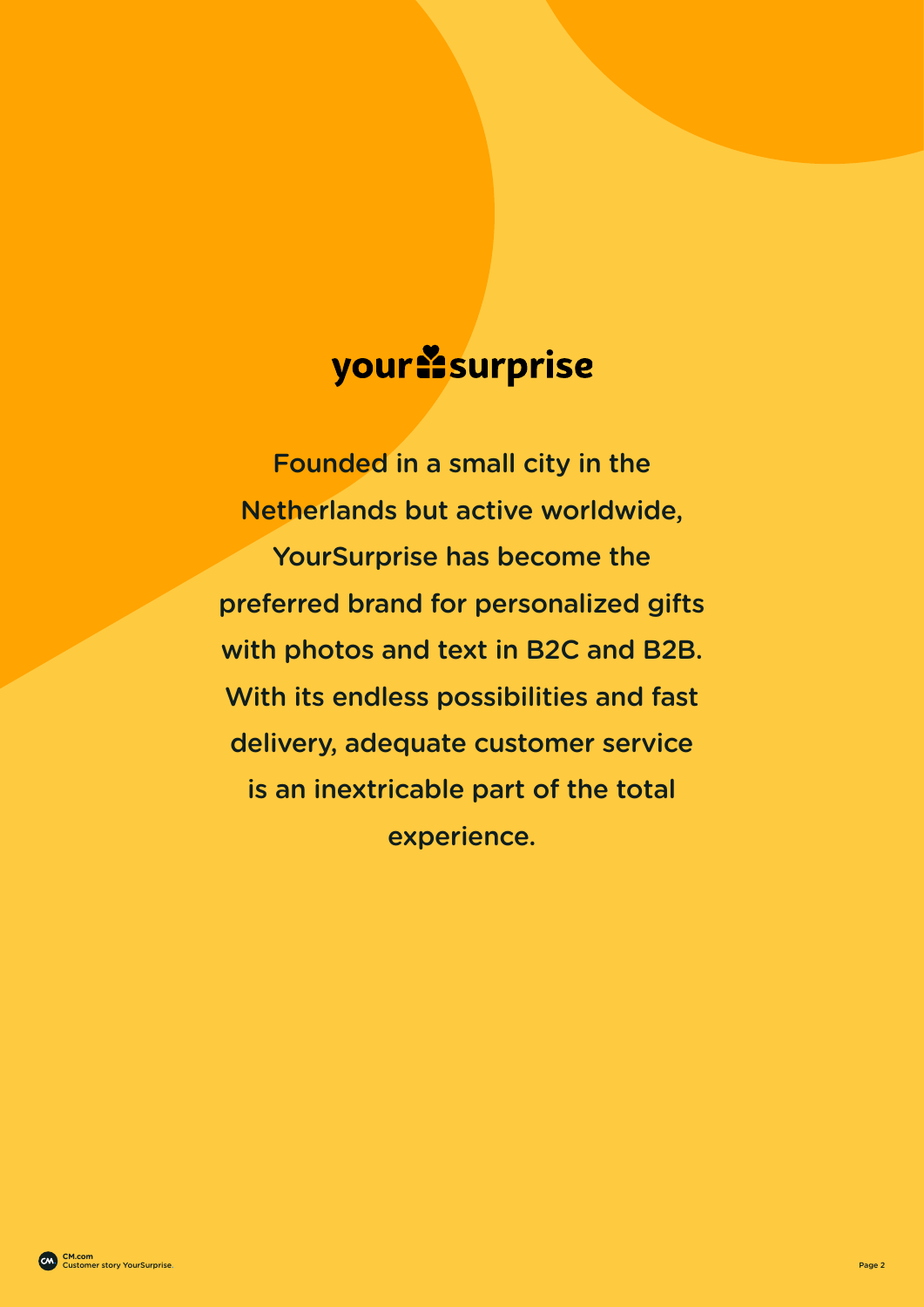your surprise

Founded in a small city in the Netherlands but active worldwide, YourSurprise has become the preferred brand for personalized gifts with photos and text in B2C and B2B. With its endless possibilities and fast delivery, adequate customer service is an inextricable part of the total experience.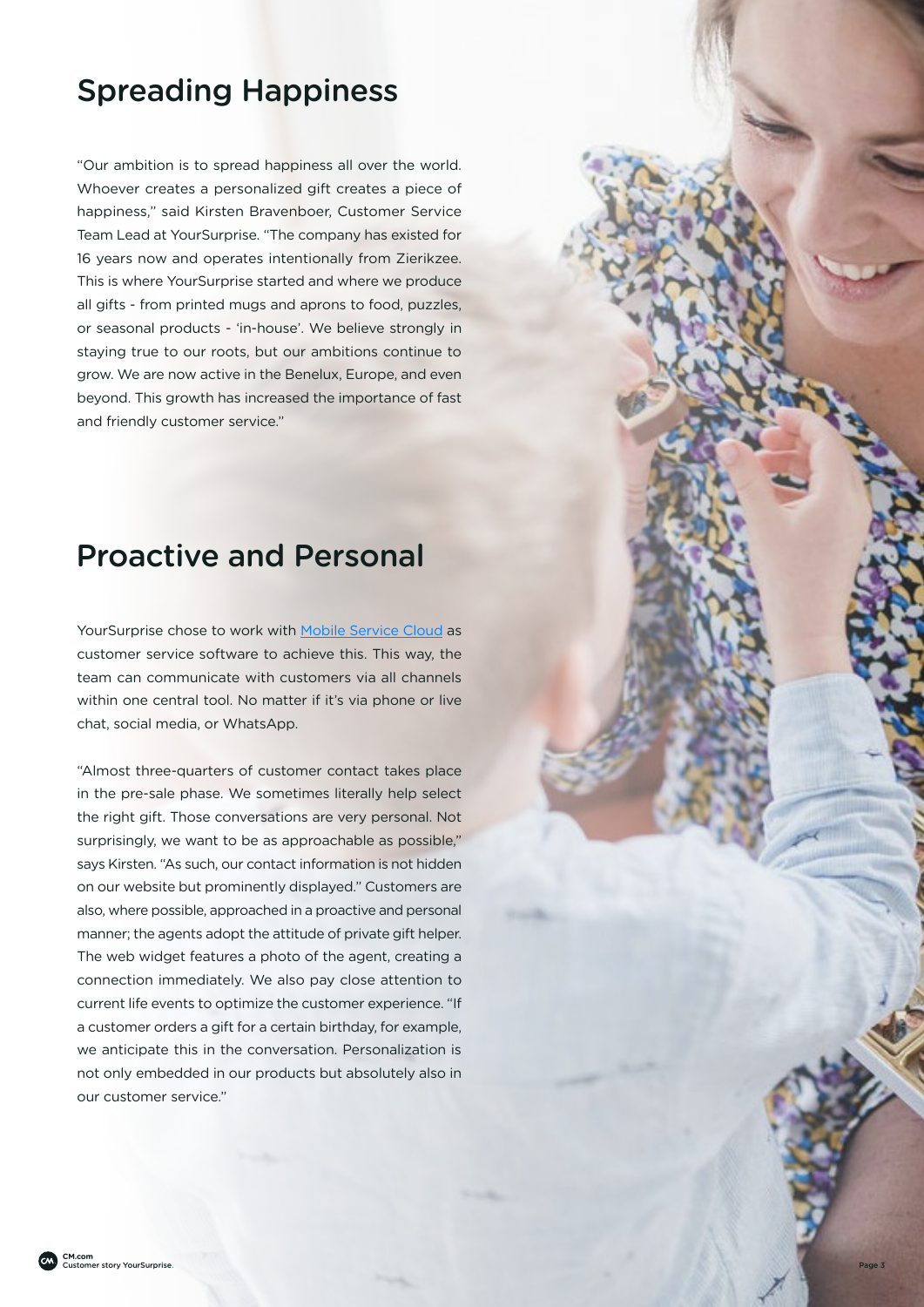## Spreading Happiness

"Our ambition is to spread happiness all over the world. Whoever creates a personalized gift creates a piece of happiness," said Kirsten Bravenboer, Customer Service Team Lead at YourSurprise. "The company has existed for 16 years now and operates intentionally from Zierikzee. This is where YourSurprise started and where we produce all gifts - from printed mugs and aprons to food, puzzles, or seasonal products - 'in-house'. We believe strongly in staying true to our roots, but our ambitions continue to grow. We are now active in the Benelux, Europe, and even beyond. This growth has increased the importance of fast and friendly customer service."

## Proactive and Personal

YourSurprise chose to work with [Mobile Service Cloud] as customer service software to achieve this. This way, the team can communicate with customers via all channels within one central tool. No matter if it's via phone or live chat, social media, or WhatsApp.

"Almost three-quarters of customer contact takes place in the pre-sale phase. We sometimes literally help select the right gift. Those conversations are very personal. Not surprisingly, we want to be as approachable as possible," says Kirsten. "As such, our contact information is not hidden on our website but prominently displayed." Customers are also, where possible, approached in a proactive and personal manner; the agents adopt the attitude of private gift helper. The web widget features a photo of the agent, creating a connection immediately. We also pay close attention to current life events to optimize the customer experience. "If a customer orders a gift for a certain birthday, for example, we anticipate this in the conversation. Personalization is not only embedded in our products but absolutely also in our customer service."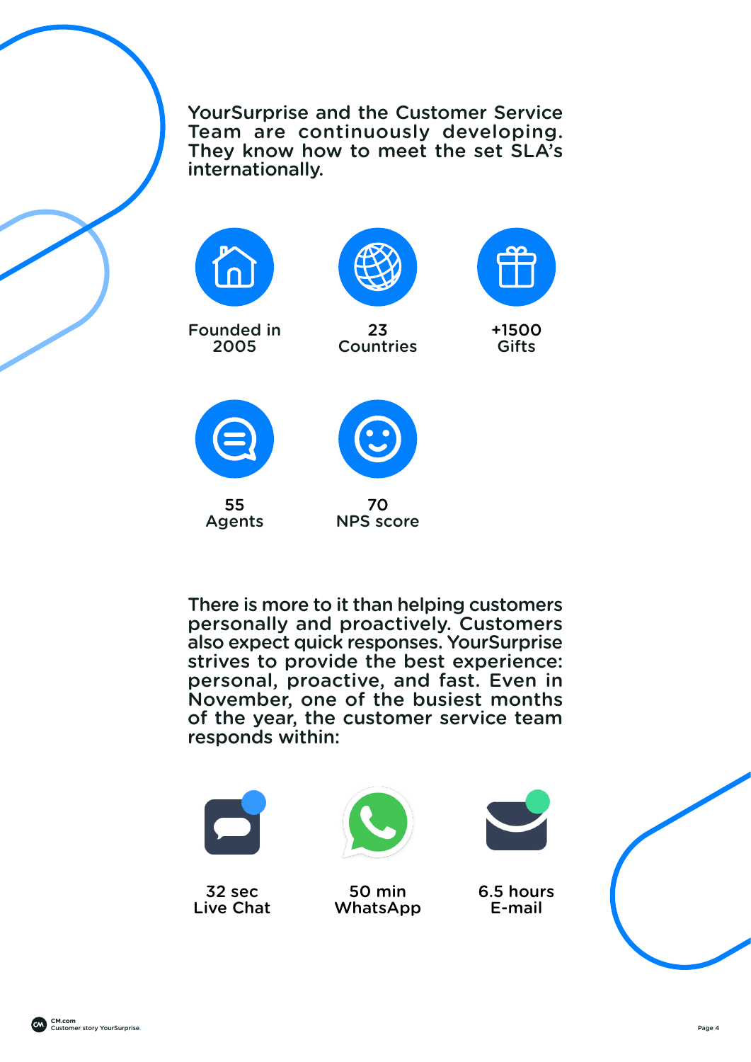YourSurprise and the Customer Service Team are continuously developing. They know how to meet the set SLA's internationally.

Founded in 2005

23 Countries

+1500 Gifts

55 Agents

70 NPS score

There is more to it than helping customers personally and proactively. Customers also expect quick responses. YourSurprise strives to provide the best experience: personal, proactive, and fast. Even in November, one of the busiest months of the year, the customer service team responds within:

32 sec Live Chat

50 min WhatsApp

6.5 hours E-mail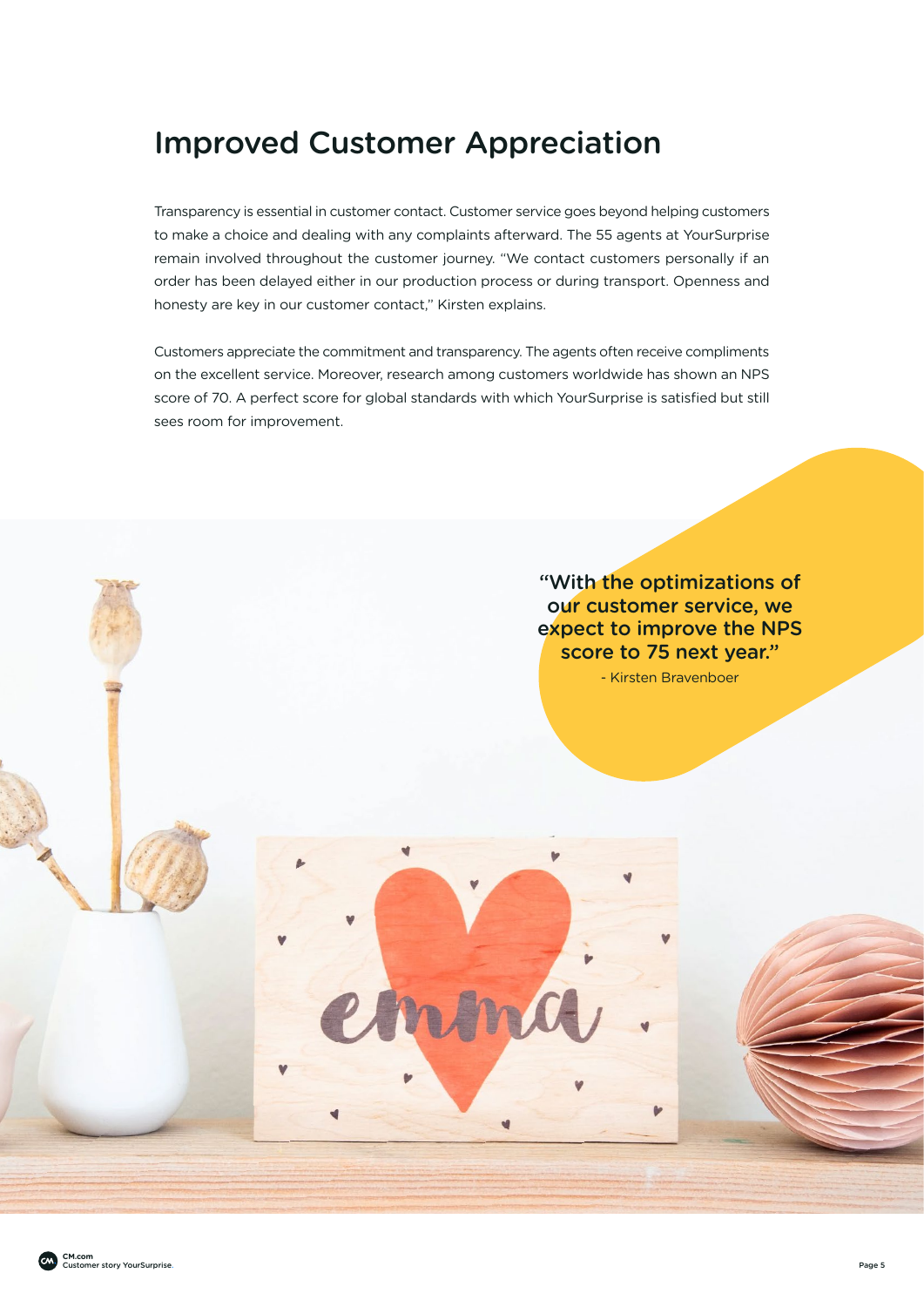# Improved Customer Appreciation

Transparency is essential in customer contact. Customer service goes beyond helping customers to make a choice and dealing with any complaints afterward. The 55 agents at YourSurprise remain involved throughout the customer journey. "We contact customers personally if an order has been delayed either in our production process or during transport. Openness and honesty are key in our customer contact," Kirsten explains.

Customers appreciate the commitment and transparency. The agents often receive compliments on the excellent service. Moreover, research among customers worldwide has shown an NPS score of 70. A perfect score for global standards with which YourSurprise is satisfied but still sees room for improvement.

> "With the optimizations of our customer service, we expect to improve the NPS score to 75 next year."
>
> \- Kirsten Bravenboer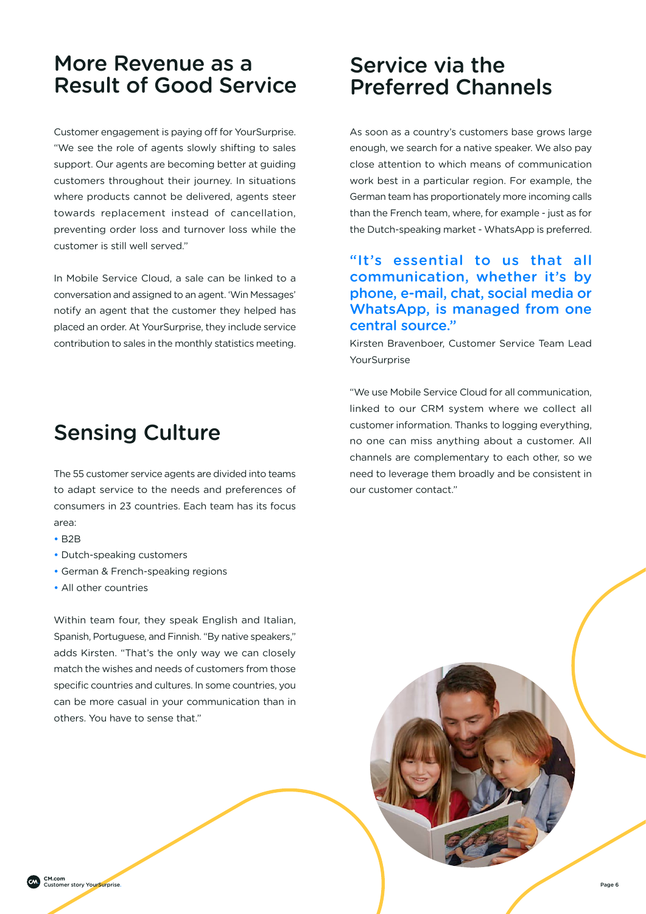## More Revenue as a Result of Good Service

Customer engagement is paying off for YourSurprise. "We see the role of agents slowly shifting to sales support. Our agents are becoming better at guiding customers throughout their journey. In situations where products cannot be delivered, agents steer towards replacement instead of cancellation, preventing order loss and turnover loss while the customer is still well served."

In Mobile Service Cloud, a sale can be linked to a conversation and assigned to an agent. 'Win Messages' notify an agent that the customer they helped has placed an order. At YourSurprise, they include service contribution to sales in the monthly statistics meeting.

## Sensing Culture

The 55 customer service agents are divided into teams to adapt service to the needs and preferences of consumers in 23 countries. Each team has its focus area:

- B2B
- Dutch-speaking customers
- German & French-speaking regions
- All other countries

Within team four, they speak English and Italian, Spanish, Portuguese, and Finnish. "By native speakers," adds Kirsten. "That's the only way we can closely match the wishes and needs of customers from those specific countries and cultures. In some countries, you can be more casual in your communication than in others. You have to sense that."

## Service via the Preferred Channels

As soon as a country's customers base grows large enough, we search for a native speaker. We also pay close attention to which means of communication work best in a particular region. For example, the German team has proportionately more incoming calls than the French team, where, for example - just as for the Dutch-speaking market - WhatsApp is preferred.

**"It's essential to us that all communication, whether it's by phone, e-mail, chat, social media or WhatsApp, is managed from one central source."**

Kirsten Bravenboer, Customer Service Team Lead YourSurprise

"We use Mobile Service Cloud for all communication, linked to our CRM system where we collect all customer information. Thanks to logging everything, no one can miss anything about a customer. All channels are complementary to each other, so we need to leverage them broadly and be consistent in our customer contact."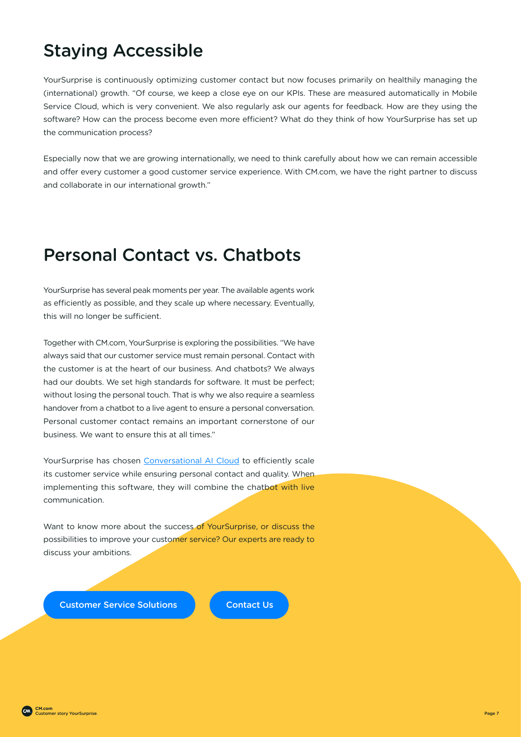## Staying Accessible

YourSurprise is continuously optimizing customer contact but now focuses primarily on healthily managing the (international) growth. "Of course, we keep a close eye on our KPIs. These are measured automatically in Mobile Service Cloud, which is very convenient. We also regularly ask our agents for feedback. How are they using the software? How can the process become even more efficient? What do they think of how YourSurprise has set up the communication process?

Especially now that we are growing internationally, we need to think carefully about how we can remain accessible and offer every customer a good customer service experience. With CM.com, we have the right partner to discuss and collaborate in our international growth."

## Personal Contact vs. Chatbots

YourSurprise has several peak moments per year. The available agents work as efficiently as possible, and they scale up where necessary. Eventually, this will no longer be sufficient.

Together with CM.com, YourSurprise is exploring the possibilities. "We have always said that our customer service must remain personal. Contact with the customer is at the heart of our business. And chatbots? We always had our doubts. We set high standards for software. It must be perfect; without losing the personal touch. That is why we also require a seamless handover from a chatbot to a live agent to ensure a personal conversation. Personal customer contact remains an important cornerstone of our business. We want to ensure this at all times."

YourSurprise has chosen [Conversational AI Cloud] to efficiently scale its customer service while ensuring personal contact and quality. When implementing this software, they will combine the chatbot with live communication.

Want to know more about the success of YourSurprise, or discuss the possibilities to improve your customer service? Our experts are ready to discuss your ambitions.

Customer Service Solutions

Contact Us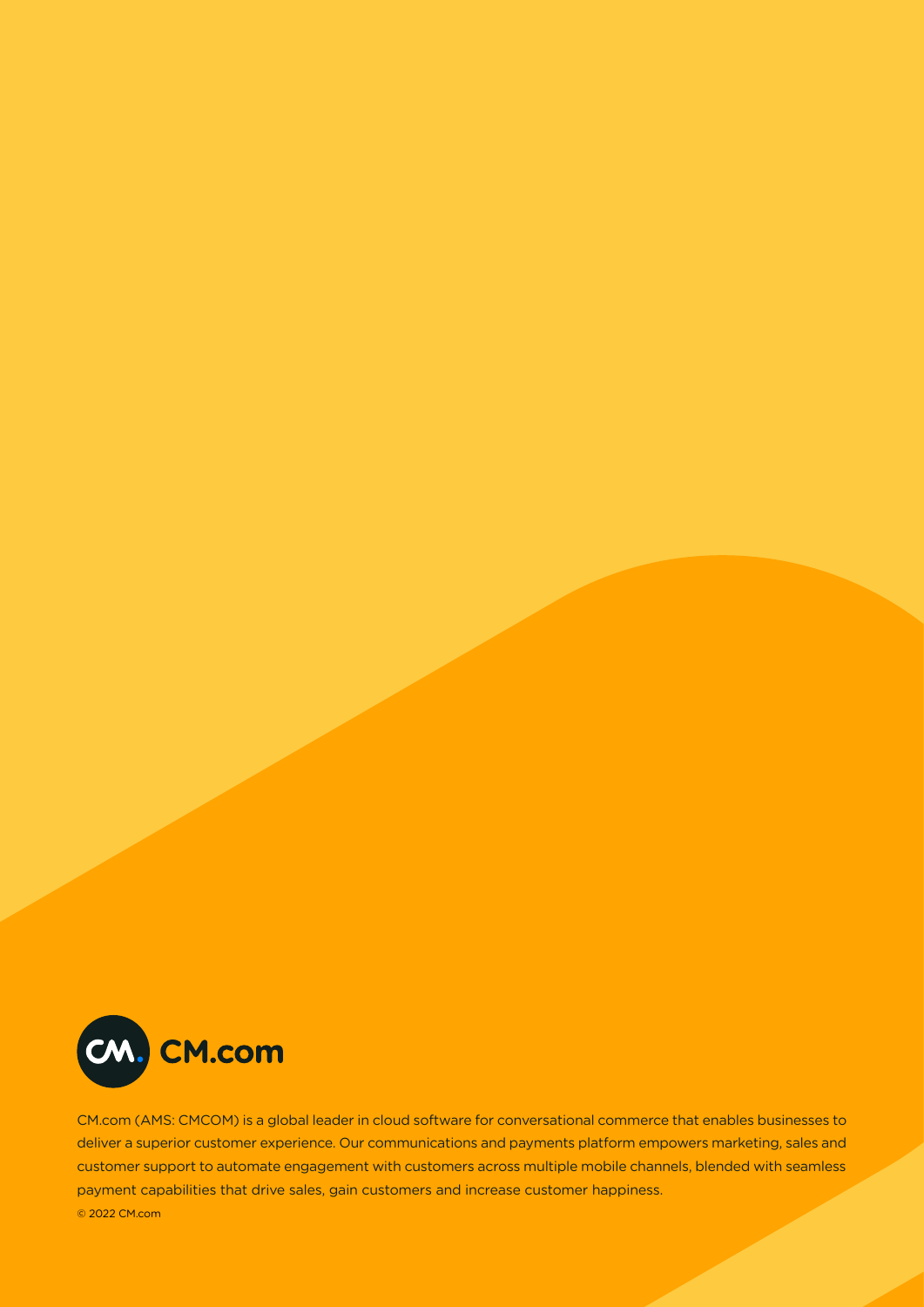CM.com

CM.com (AMS: CMCOM) is a global leader in cloud software for conversational commerce that enables businesses to deliver a superior customer experience. Our communications and payments platform empowers marketing, sales and customer support to automate engagement with customers across multiple mobile channels, blended with seamless payment capabilities that drive sales, gain customers and increase customer happiness.

© 2022 CM.com